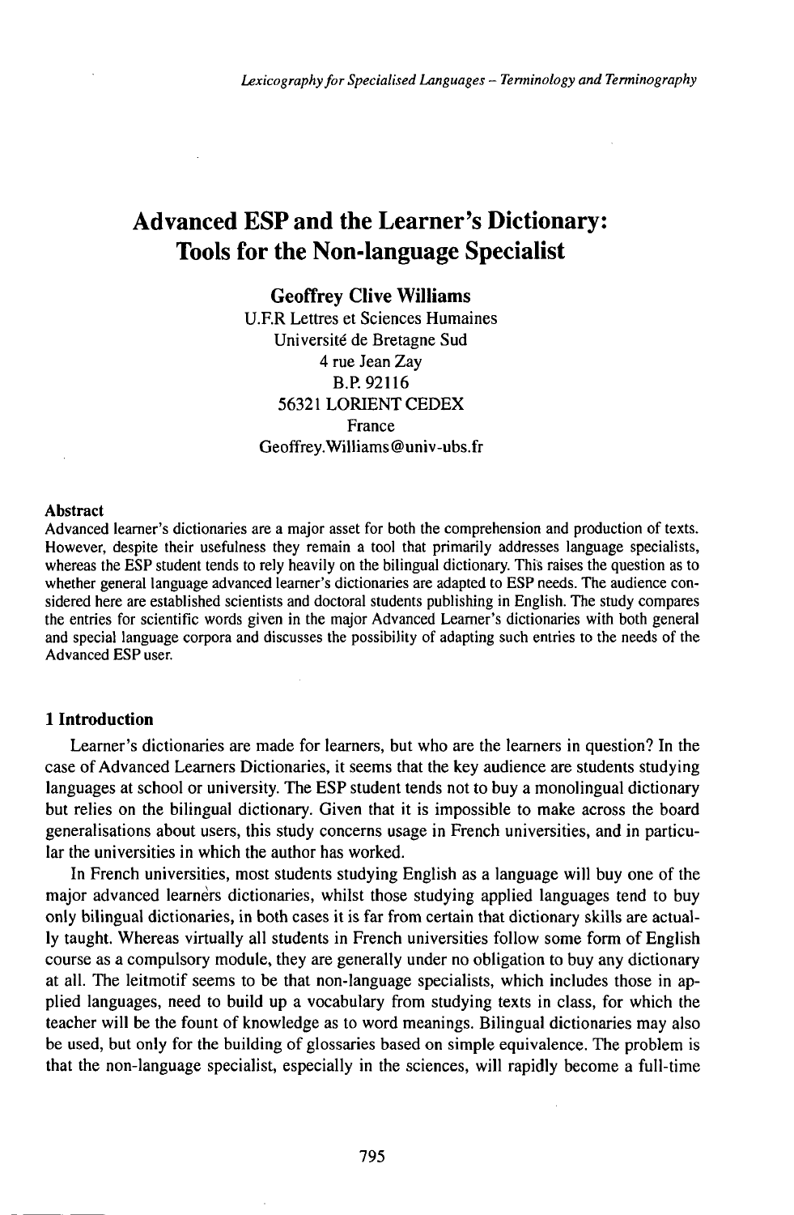# Advanced ESP and the Learner's Dictionary: Tools for the Non-language Specialist

**Geoffrey Clive Williams**
U.F.R Lettres et Sciences Humaines
Université de Bretagne Sud
4 rue Jean Zay
B.P. 92116
56321 LORIENT CEDEX
France
Geoffrey.Williams@univ-ubs.fr

## Abstract

Advanced learner's dictionaries are a major asset for both the comprehension and production of texts. However, despite their usefulness they remain a tool that primarily addresses language specialists, whereas the ESP student tends to rely heavily on the bilingual dictionary. This raises the question as to whether general language advanced learner's dictionaries are adapted to ESP needs. The audience considered here are established scientists and doctoral students publishing in English. The study compares the entries for scientific words given in the major Advanced Learner's dictionaries with both general and special language corpora and discusses the possibility of adapting such entries to the needs of the Advanced ESP user.

## 1 Introduction

Learner's dictionaries are made for learners, but who are the learners in question? In the case of Advanced Learners Dictionaries, it seems that the key audience are students studying languages at school or university. The ESP student tends not to buy a monolingual dictionary but relies on the bilingual dictionary. Given that it is impossible to make across the board generalisations about users, this study concerns usage in French universities, and in particular the universities in which the author has worked.

In French universities, most students studying English as a language will buy one of the major advanced learners dictionaries, whilst those studying applied languages tend to buy only bilingual dictionaries, in both cases it is far from certain that dictionary skills are actually taught. Whereas virtually all students in French universities follow some form of English course as a compulsory module, they are generally under no obligation to buy any dictionary at all. The leitmotif seems to be that non-language specialists, which includes those in applied languages, need to build up a vocabulary from studying texts in class, for which the teacher will be the fount of knowledge as to word meanings. Bilingual dictionaries may also be used, but only for the building of glossaries based on simple equivalence. The problem is that the non-language specialist, especially in the sciences, will rapidly become a full-time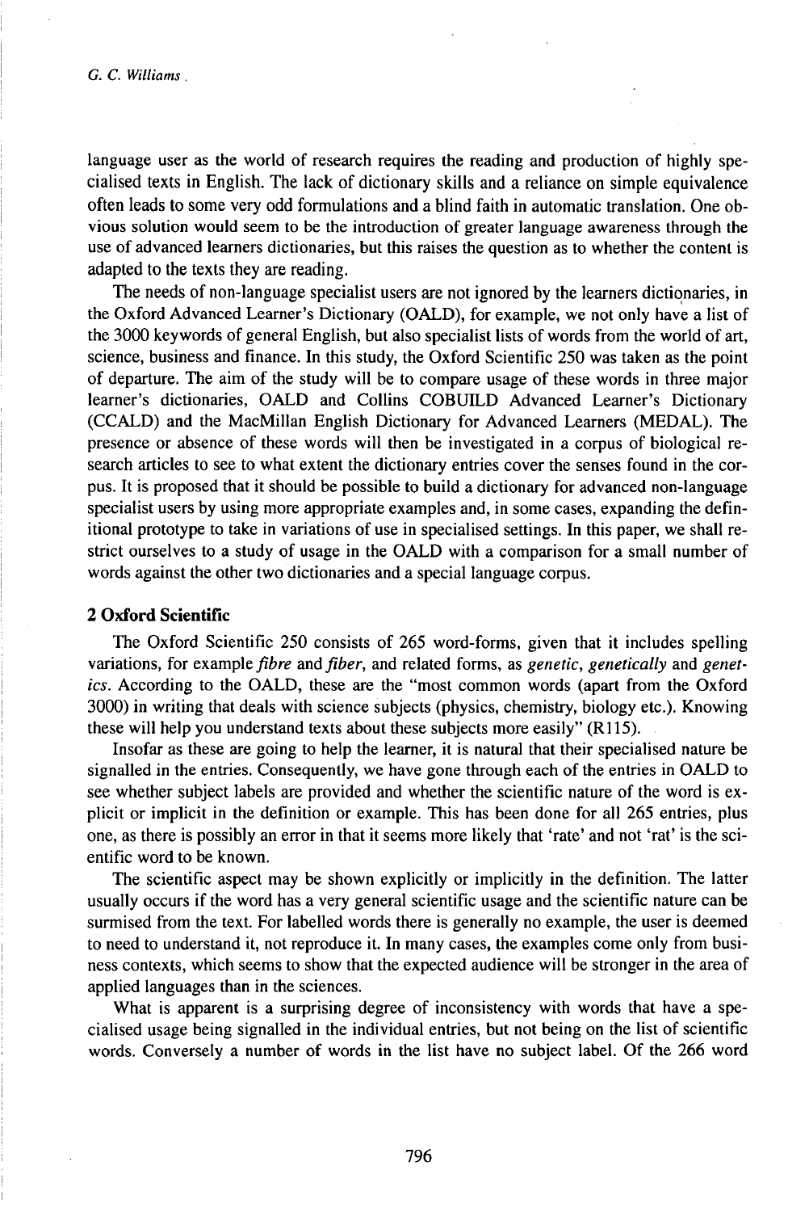language user as the world of research requires the reading and production of highly specialised texts in English. The lack of dictionary skills and a reliance on simple equivalence often leads to some very odd formulations and a blind faith in automatic translation. One obvious solution would seem to be the introduction of greater language awareness through the use of advanced learners dictionaries, but this raises the question as to whether the content is adapted to the texts they are reading.

The needs of non-language specialist users are not ignored by the learners dictionaries, in the Oxford Advanced Learner's Dictionary (OALD), for example, we not only have a list of the 3000 keywords of general English, but also specialist lists of words from the world of art, science, business and finance. In this study, the Oxford Scientific 250 was taken as the point of departure. The aim of the study will be to compare usage of these words in three major learner's dictionaries, OALD and Collins COBUILD Advanced Learner's Dictionary (CCALD) and the MacMillan English Dictionary for Advanced Learners (MEDAL). The presence or absence of these words will then be investigated in a corpus of biological research articles to see to what extent the dictionary entries cover the senses found in the corpus. It is proposed that it should be possible to build a dictionary for advanced non-language specialist users by using more appropriate examples and, in some cases, expanding the definitional prototype to take in variations of use in specialised settings. In this paper, we shall restrict ourselves to a study of usage in the OALD with a comparison for a small number of words against the other two dictionaries and a special language corpus.

## 2 Oxford Scientific

The Oxford Scientific 250 consists of 265 word-forms, given that it includes spelling variations, for example *fibre* and *fiber*, and related forms, as *genetic*, *genetically* and *genetics*. According to the OALD, these are the "most common words (apart from the Oxford 3000) in writing that deals with science subjects (physics, chemistry, biology etc.). Knowing these will help you understand texts about these subjects more easily" (R115).

Insofar as these are going to help the learner, it is natural that their specialised nature be signalled in the entries. Consequently, we have gone through each of the entries in OALD to see whether subject labels are provided and whether the scientific nature of the word is explicit or implicit in the definition or example. This has been done for all 265 entries, plus one, as there is possibly an error in that it seems more likely that 'rate' and not 'rat' is the scientific word to be known.

The scientific aspect may be shown explicitly or implicitly in the definition. The latter usually occurs if the word has a very general scientific usage and the scientific nature can be surmised from the text. For labelled words there is generally no example, the user is deemed to need to understand it, not reproduce it. In many cases, the examples come only from business contexts, which seems to show that the expected audience will be stronger in the area of applied languages than in the sciences.

What is apparent is a surprising degree of inconsistency with words that have a specialised usage being signalled in the individual entries, but not being on the list of scientific words. Conversely a number of words in the list have no subject label. Of the 266 word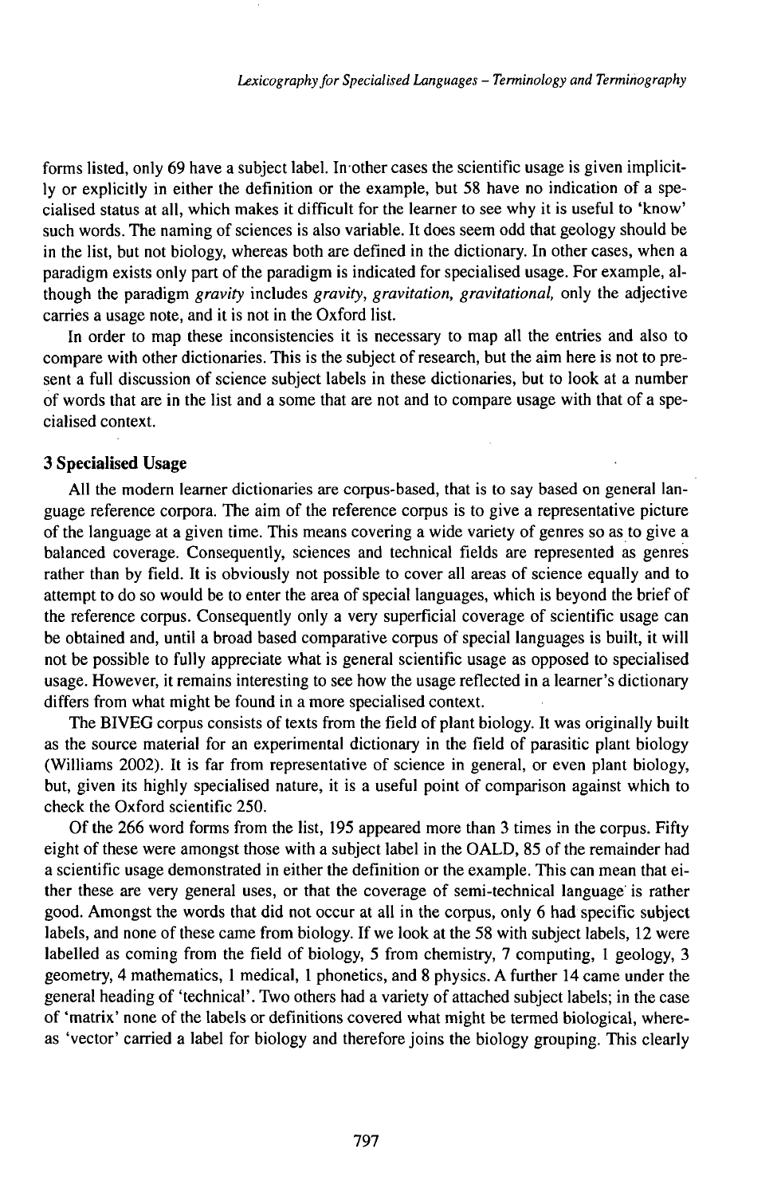forms listed, only 69 have a subject label. In other cases the scientific usage is given implicitly or explicitly in either the definition or the example, but 58 have no indication of a specialised status at all, which makes it difficult for the learner to see why it is useful to 'know' such words. The naming of sciences is also variable. It does seem odd that geology should be in the list, but not biology, whereas both are defined in the dictionary. In other cases, when a paradigm exists only part of the paradigm is indicated for specialised usage. For example, although the paradigm *gravity* includes *gravity, gravitation, gravitational,* only the adjective carries a usage note, and it is not in the Oxford list.

In order to map these inconsistencies it is necessary to map all the entries and also to compare with other dictionaries. This is the subject of research, but the aim here is not to present a full discussion of science subject labels in these dictionaries, but to look at a number of words that are in the list and a some that are not and to compare usage with that of a specialised context.

## 3 Specialised Usage

All the modern learner dictionaries are corpus-based, that is to say based on general language reference corpora. The aim of the reference corpus is to give a representative picture of the language at a given time. This means covering a wide variety of genres so as to give a balanced coverage. Consequently, sciences and technical fields are represented as genres rather than by field. It is obviously not possible to cover all areas of science equally and to attempt to do so would be to enter the area of special languages, which is beyond the brief of the reference corpus. Consequently only a very superficial coverage of scientific usage can be obtained and, until a broad based comparative corpus of special languages is built, it will not be possible to fully appreciate what is general scientific usage as opposed to specialised usage. However, it remains interesting to see how the usage reflected in a learner's dictionary differs from what might be found in a more specialised context.

The BIVEG corpus consists of texts from the field of plant biology. It was originally built as the source material for an experimental dictionary in the field of parasitic plant biology (Williams 2002). It is far from representative of science in general, or even plant biology, but, given its highly specialised nature, it is a useful point of comparison against which to check the Oxford scientific 250.

Of the 266 word forms from the list, 195 appeared more than 3 times in the corpus. Fifty eight of these were amongst those with a subject label in the OALD, 85 of the remainder had a scientific usage demonstrated in either the definition or the example. This can mean that either these are very general uses, or that the coverage of semi-technical language is rather good. Amongst the words that did not occur at all in the corpus, only 6 had specific subject labels, and none of these came from biology. If we look at the 58 with subject labels, 12 were labelled as coming from the field of biology, 5 from chemistry, 7 computing, 1 geology, 3 geometry, 4 mathematics, 1 medical, 1 phonetics, and 8 physics. A further 14 came under the general heading of 'technical'. Two others had a variety of attached subject labels; in the case of 'matrix' none of the labels or definitions covered what might be termed biological, whereas 'vector' carried a label for biology and therefore joins the biology grouping. This clearly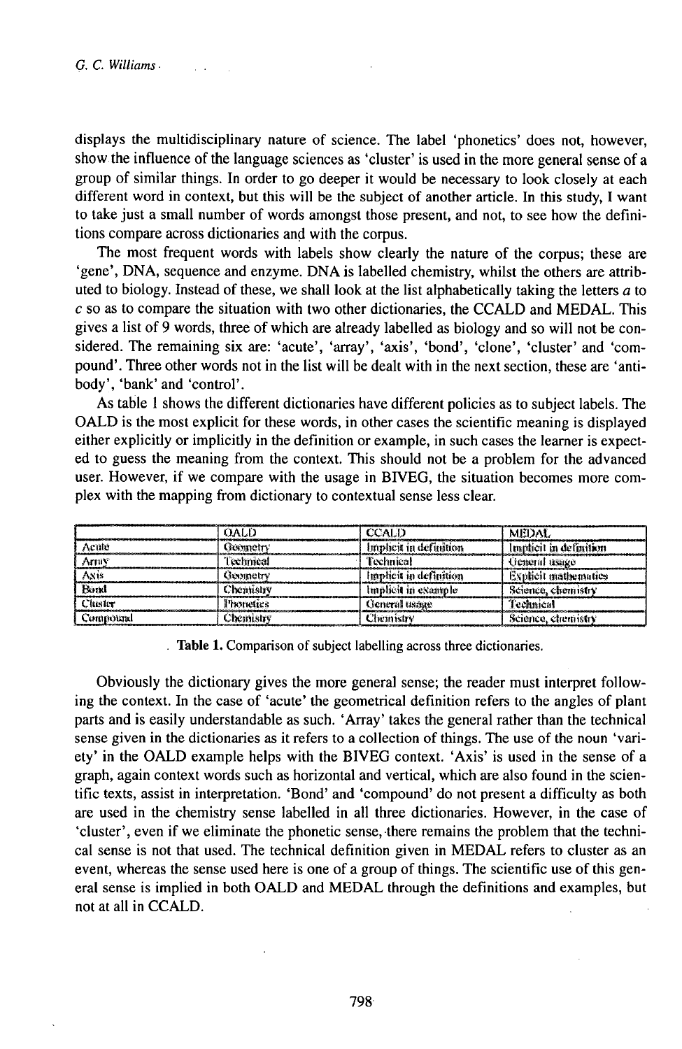displays the multidisciplinary nature of science. The label 'phonetics' does not, however, show the influence of the language sciences as 'cluster' is used in the more general sense of a group of similar things. In order to go deeper it would be necessary to look closely at each different word in context, but this will be the subject of another article. In this study, I want to take just a small number of words amongst those present, and not, to see how the definitions compare across dictionaries and with the corpus.

The most frequent words with labels show clearly the nature of the corpus; these are 'gene', DNA, sequence and enzyme. DNA is labelled chemistry, whilst the others are attributed to biology. Instead of these, we shall look at the list alphabetically taking the letters *a* to *c* so as to compare the situation with two other dictionaries, the CCALD and MEDAL. This gives a list of 9 words, three of which are already labelled as biology and so will not be considered. The remaining six are: 'acute', 'array', 'axis', 'bond', 'clone', 'cluster' and 'compound'. Three other words not in the list will be dealt with in the next section, these are 'antibody', 'bank' and 'control'.

As table 1 shows the different dictionaries have different policies as to subject labels. The OALD is the most explicit for these words, in other cases the scientific meaning is displayed either explicitly or implicitly in the definition or example, in such cases the learner is expected to guess the meaning from the context. This should not be a problem for the advanced user. However, if we compare with the usage in BIVEG, the situation becomes more complex with the mapping from dictionary to contextual sense less clear.

| | OALD | CCALD | MEDAL |
|---|---|---|---|
| Acute | Geometry | Implicit in definition | Implicit in definition |
| Array | Technical | Technical | General usage |
| Axis | Geometry | Implicit in definition | Explicit mathematics |
| Bond | Chemistry | Implicit in example | Science, chemistry |
| Cluster | Phonetics | General usage | Technical |
| Compound | Chemistry | Chemistry | Science, chemistry |

**Table 1.** Comparison of subject labelling across three dictionaries.

Obviously the dictionary gives the more general sense; the reader must interpret following the context. In the case of 'acute' the geometrical definition refers to the angles of plant parts and is easily understandable as such. 'Array' takes the general rather than the technical sense given in the dictionaries as it refers to a collection of things. The use of the noun 'variety' in the OALD example helps with the BIVEG context. 'Axis' is used in the sense of a graph, again context words such as horizontal and vertical, which are also found in the scientific texts, assist in interpretation. 'Bond' and 'compound' do not present a difficulty as both are used in the chemistry sense labelled in all three dictionaries. However, in the case of 'cluster', even if we eliminate the phonetic sense, there remains the problem that the technical sense is not that used. The technical definition given in MEDAL refers to cluster as an event, whereas the sense used here is one of a group of things. The scientific use of this general sense is implied in both OALD and MEDAL through the definitions and examples, but not at all in CCALD.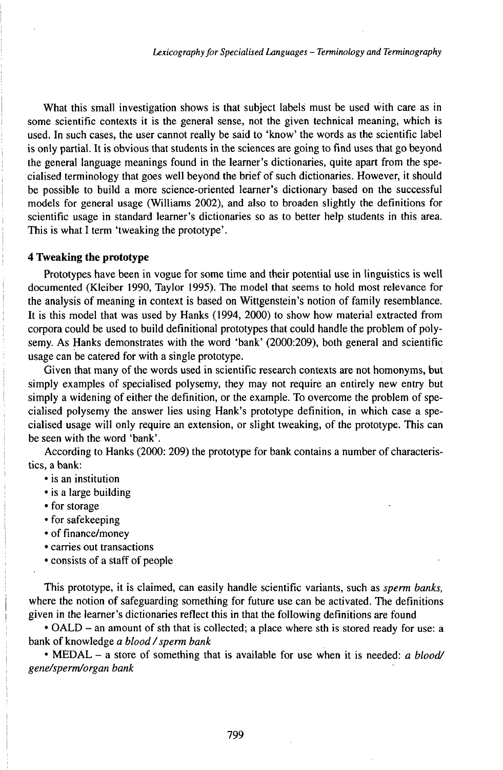What this small investigation shows is that subject labels must be used with care as in some scientific contexts it is the general sense, not the given technical meaning, which is used. In such cases, the user cannot really be said to 'know' the words as the scientific label is only partial. It is obvious that students in the sciences are going to find uses that go beyond the general language meanings found in the learner's dictionaries, quite apart from the specialised terminology that goes well beyond the brief of such dictionaries. However, it should be possible to build a more science-oriented learner's dictionary based on the successful models for general usage (Williams 2002), and also to broaden slightly the definitions for scientific usage in standard learner's dictionaries so as to better help students in this area. This is what I term 'tweaking the prototype'.

## 4 Tweaking the prototype

Prototypes have been in vogue for some time and their potential use in linguistics is well documented (Kleiber 1990, Taylor 1995). The model that seems to hold most relevance for the analysis of meaning in context is based on Wittgenstein's notion of family resemblance. It is this model that was used by Hanks (1994, 2000) to show how material extracted from corpora could be used to build definitional prototypes that could handle the problem of polysemy. As Hanks demonstrates with the word 'bank' (2000:209), both general and scientific usage can be catered for with a single prototype.

Given that many of the words used in scientific research contexts are not homonyms, but simply examples of specialised polysemy, they may not require an entirely new entry but simply a widening of either the definition, or the example. To overcome the problem of specialised polysemy the answer lies using Hank's prototype definition, in which case a specialised usage will only require an extension, or slight tweaking, of the prototype. This can be seen with the word 'bank'.

According to Hanks (2000: 209) the prototype for bank contains a number of characteristics, a bank:

- is an institution
- is a large building
- for storage
- for safekeeping
- of finance/money
- carries out transactions
- consists of a staff of people

This prototype, it is claimed, can easily handle scientific variants, such as *sperm banks*, where the notion of safeguarding something for future use can be activated. The definitions given in the learner's dictionaries reflect this in that the following definitions are found

- OALD – an amount of sth that is collected; a place where sth is stored ready for use: a bank of knowledge *a blood / sperm bank*
- MEDAL – a store of something that is available for use when it is needed: *a blood/ gene/sperm/organ bank*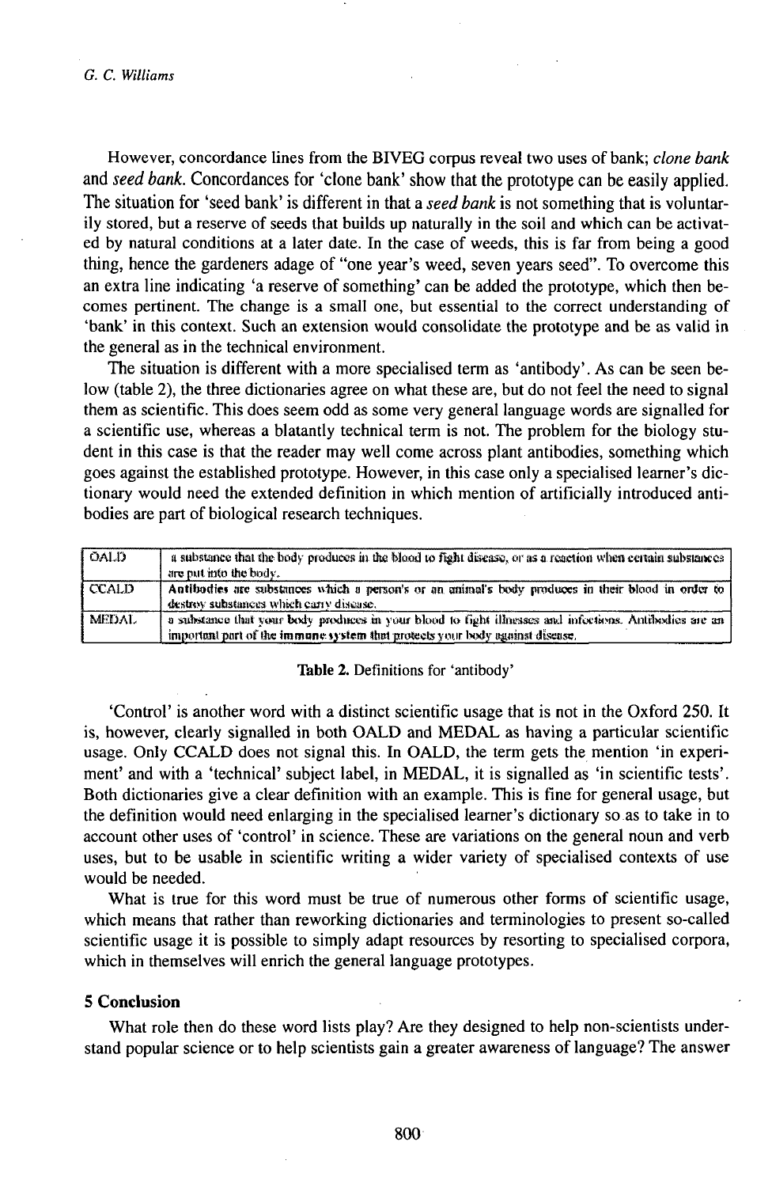However, concordance lines from the BIVEG corpus reveal two uses of bank; *clone bank* and *seed bank*. Concordances for 'clone bank' show that the prototype can be easily applied. The situation for 'seed bank' is different in that a *seed bank* is not something that is voluntarily stored, but a reserve of seeds that builds up naturally in the soil and which can be activated by natural conditions at a later date. In the case of weeds, this is far from being a good thing, hence the gardeners adage of "one year's weed, seven years seed". To overcome this an extra line indicating 'a reserve of something' can be added the prototype, which then becomes pertinent. The change is a small one, but essential to the correct understanding of 'bank' in this context. Such an extension would consolidate the prototype and be as valid in the general as in the technical environment.

The situation is different with a more specialised term as 'antibody'. As can be seen below (table 2), the three dictionaries agree on what these are, but do not feel the need to signal them as scientific. This does seem odd as some very general language words are signalled for a scientific use, whereas a blatantly technical term is not. The problem for the biology student in this case is that the reader may well come across plant antibodies, something which goes against the established prototype. However, in this case only a specialised learner's dictionary would need the extended definition in which mention of artificially introduced antibodies are part of biological research techniques.

| OALD | a substance that the body produces in the blood to fight disease, or as a reaction when certain substances are put into the body. |
|---|---|
| CCALD | **Antibodies** are substances which a person's or an animal's body produces in their blood in order to destroy substances which carry disease. |
| MEDAL | a substance that your body produces in your blood to fight illnesses and infections. Antibodies are an important part of the **immune system** that protects your body against disease. |

**Table 2.** Definitions for 'antibody'

'Control' is another word with a distinct scientific usage that is not in the Oxford 250. It is, however, clearly signalled in both OALD and MEDAL as having a particular scientific usage. Only CCALD does not signal this. In OALD, the term gets the mention 'in experiment' and with a 'technical' subject label, in MEDAL, it is signalled as 'in scientific tests'. Both dictionaries give a clear definition with an example. This is fine for general usage, but the definition would need enlarging in the specialised learner's dictionary so as to take in to account other uses of 'control' in science. These are variations on the general noun and verb uses, but to be usable in scientific writing a wider variety of specialised contexts of use would be needed.

What is true for this word must be true of numerous other forms of scientific usage, which means that rather than reworking dictionaries and terminologies to present so-called scientific usage it is possible to simply adapt resources by resorting to specialised corpora, which in themselves will enrich the general language prototypes.

## 5 Conclusion

What role then do these word lists play? Are they designed to help non-scientists understand popular science or to help scientists gain a greater awareness of language? The answer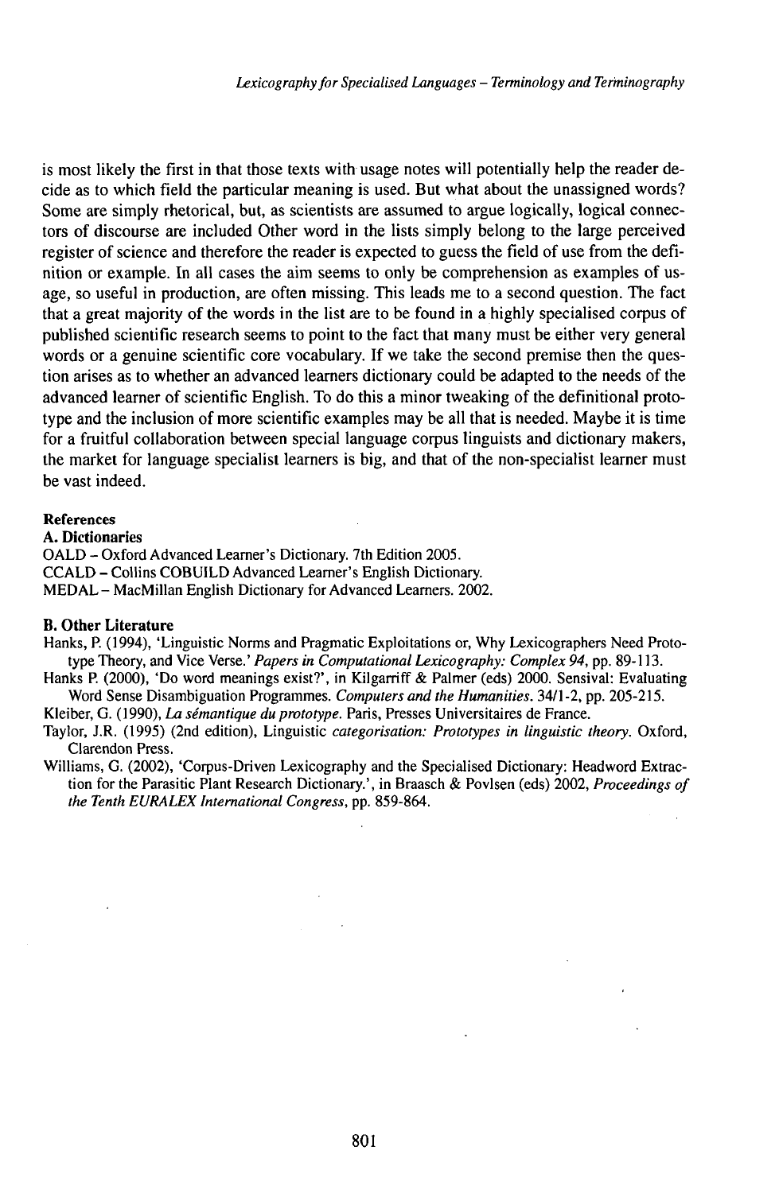is most likely the first in that those texts with usage notes will potentially help the reader decide as to which field the particular meaning is used. But what about the unassigned words? Some are simply rhetorical, but, as scientists are assumed to argue logically, logical connectors of discourse are included Other word in the lists simply belong to the large perceived register of science and therefore the reader is expected to guess the field of use from the definition or example. In all cases the aim seems to only be comprehension as examples of usage, so useful in production, are often missing. This leads me to a second question. The fact that a great majority of the words in the list are to be found in a highly specialised corpus of published scientific research seems to point to the fact that many must be either very general words or a genuine scientific core vocabulary. If we take the second premise then the question arises as to whether an advanced learners dictionary could be adapted to the needs of the advanced learner of scientific English. To do this a minor tweaking of the definitional prototype and the inclusion of more scientific examples may be all that is needed. Maybe it is time for a fruitful collaboration between special language corpus linguists and dictionary makers, the market for language specialist learners is big, and that of the non-specialist learner must be vast indeed.

**References**

**A. Dictionaries**

OALD – Oxford Advanced Learner's Dictionary. 7th Edition 2005.

CCALD – Collins COBUILD Advanced Learner's English Dictionary.

MEDAL – MacMillan English Dictionary for Advanced Learners. 2002.

**B. Other Literature**

Hanks, P. (1994), 'Linguistic Norms and Pragmatic Exploitations or, Why Lexicographers Need Prototype Theory, and Vice Verse.' *Papers in Computational Lexicography: Complex 94*, pp. 89-113.

Hanks P. (2000), 'Do word meanings exist?', in Kilgarriff & Palmer (eds) 2000. Sensival: Evaluating Word Sense Disambiguation Programmes. *Computers and the Humanities*. 34/1-2, pp. 205-215.

Kleiber, G. (1990), *La sémantique du prototype*. Paris, Presses Universitaires de France.

Taylor, J.R. (1995) (2nd edition), Linguistic *categorisation: Prototypes in linguistic theory*. Oxford, Clarendon Press.

Williams, G. (2002), 'Corpus-Driven Lexicography and the Specialised Dictionary: Headword Extraction for the Parasitic Plant Research Dictionary.', in Braasch & Povlsen (eds) 2002, *Proceedings of the Tenth EURALEX International Congress*, pp. 859-864.